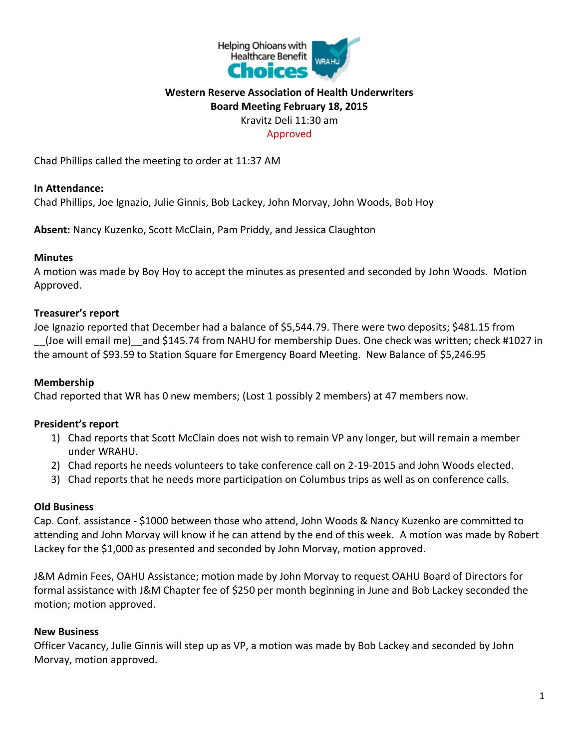**Western Reserve Association of Health Underwriters**
**Board Meeting February 18, 2015**
Kravitz Deli 11:30 am
Approved

Chad Phillips called the meeting to order at 11:37 AM

**In Attendance:**
Chad Phillips, Joe Ignazio, Julie Ginnis, Bob Lackey, John Morvay, John Woods, Bob Hoy

**Absent:** Nancy Kuzenko, Scott McClain, Pam Priddy, and Jessica Claughton

**Minutes**
A motion was made by Boy Hoy to accept the minutes as presented and seconded by John Woods. Motion Approved.

**Treasurer's report**
Joe Ignazio reported that December had a balance of $5,544.79. There were two deposits; $481.15 from __(Joe will email me)__and $145.74 from NAHU for membership Dues. One check was written; check #1027 in the amount of $93.59 to Station Square for Emergency Board Meeting. New Balance of $5,246.95

**Membership**
Chad reported that WR has 0 new members; (Lost 1 possibly 2 members) at 47 members now.

**President's report**
1) Chad reports that Scott McClain does not wish to remain VP any longer, but will remain a member under WRAHU.
2) Chad reports he needs volunteers to take conference call on 2-19-2015 and John Woods elected.
3) Chad reports that he needs more participation on Columbus trips as well as on conference calls.

**Old Business**
Cap. Conf. assistance - $1000 between those who attend, John Woods & Nancy Kuzenko are committed to attending and John Morvay will know if he can attend by the end of this week. A motion was made by Robert Lackey for the $1,000 as presented and seconded by John Morvay, motion approved.

J&M Admin Fees, OAHU Assistance; motion made by John Morvay to request OAHU Board of Directors for formal assistance with J&M Chapter fee of $250 per month beginning in June and Bob Lackey seconded the motion; motion approved.

**New Business**
Officer Vacancy, Julie Ginnis will step up as VP, a motion was made by Bob Lackey and seconded by John Morvay, motion approved.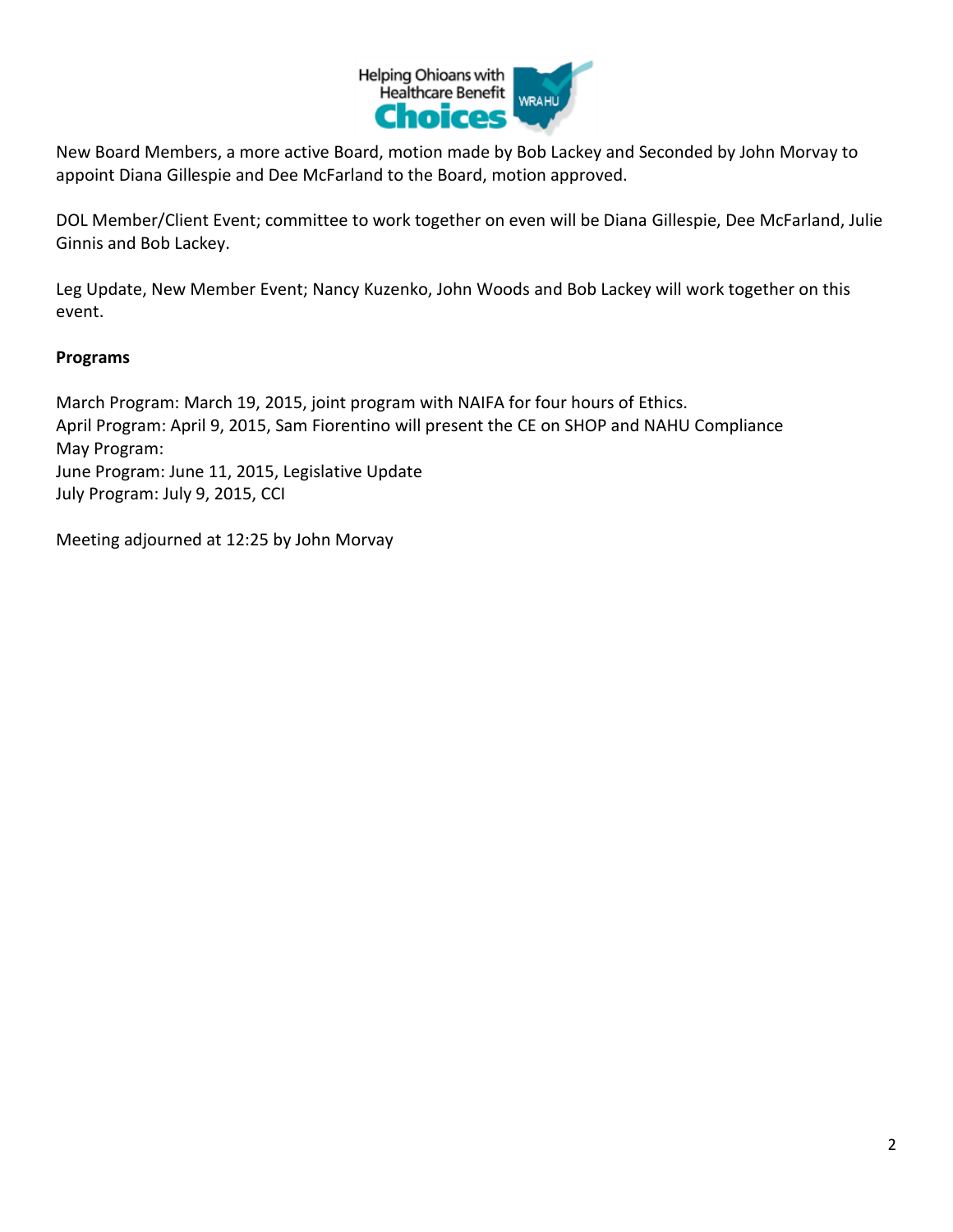New Board Members, a more active Board, motion made by Bob Lackey and Seconded by John Morvay to appoint Diana Gillespie and Dee McFarland to the Board, motion approved.

DOL Member/Client Event; committee to work together on even will be Diana Gillespie, Dee McFarland, Julie Ginnis and Bob Lackey.

Leg Update, New Member Event; Nancy Kuzenko, John Woods and Bob Lackey will work together on this event.

**Programs**

March Program: March 19, 2015, joint program with NAIFA for four hours of Ethics.
April Program: April 9, 2015, Sam Fiorentino will present the CE on SHOP and NAHU Compliance
May Program:
June Program: June 11, 2015, Legislative Update
July Program: July 9, 2015, CCI

Meeting adjourned at 12:25 by John Morvay